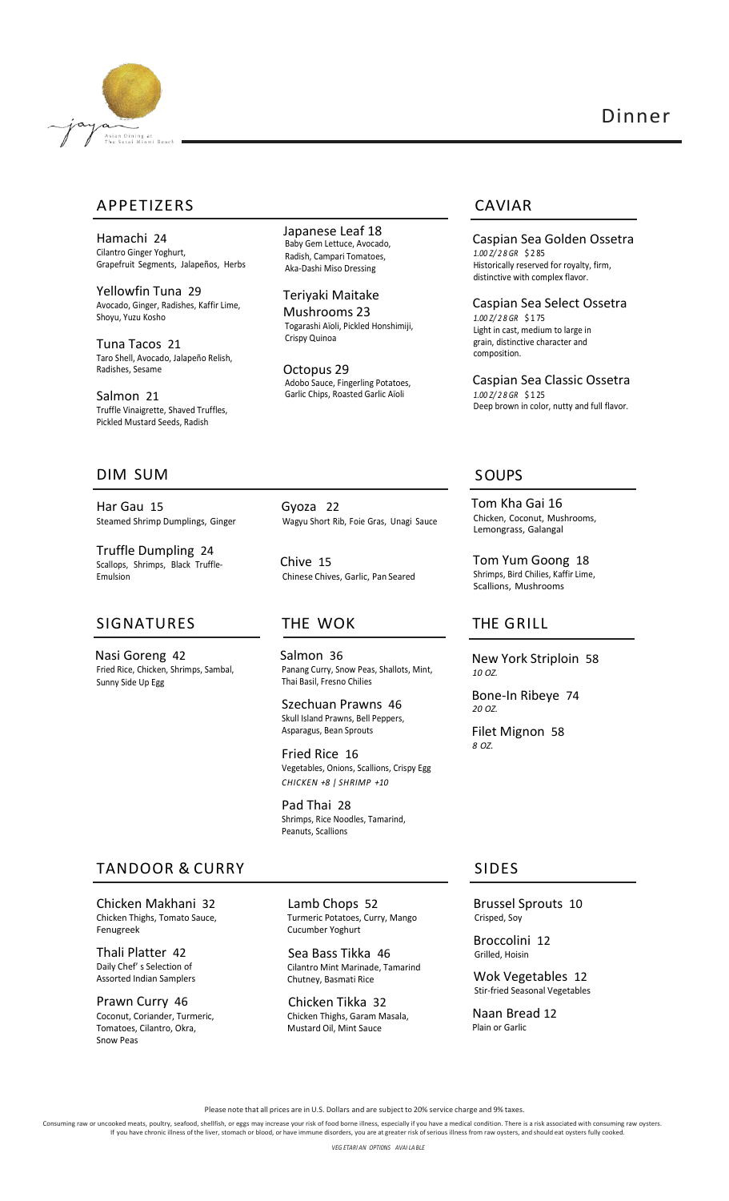Asian Dining at The Setai Miami Beach

# Dinner

## APPETIZERS

**Hamachi** 24
Cilantro Ginger Yoghurt, Grapefruit Segments, Jalapeños, Herbs

**Yellowfin Tuna** 29
Avocado, Ginger, Radishes, Kaffir Lime, Shoyu, Yuzu Kosho

**Tuna Tacos** 21
Taro Shell, Avocado, Jalapeño Relish, Radishes, Sesame

**Salmon** 21
Truffle Vinaigrette, Shaved Truffles, Pickled Mustard Seeds, Radish

**Japanese Leaf** 18
Baby Gem Lettuce, Avocado, Radish, Campari Tomatoes, Aka-Dashi Miso Dressing

**Teriyaki Maitake Mushrooms** 23
Togarashi Aïoli, Pickled Honshimiji, Crispy Quinoa

**Octopus** 29
Adobo Sauce, Fingerling Potatoes, Garlic Chips, Roasted Garlic Aïoli

## CAVIAR

**Caspian Sea Golden Ossetra**
*1.00 Z/ 28 GR* $285
Historically reserved for royalty, firm, distinctive with complex flavor.

**Caspian Sea Select Ossetra**
*1.00 Z/ 28 GR* $175
Light in cast, medium to large in grain, distinctive character and composition.

**Caspian Sea Classic Ossetra**
*1.00 Z/ 28 GR* $125
Deep brown in color, nutty and full flavor.

## DIM SUM

**Har Gau** 15
Steamed Shrimp Dumplings, Ginger

**Truffle Dumpling** 24
Scallops, Shrimps, Black Truffle-Emulsion

**Gyoza** 22
Wagyu Short Rib, Foie Gras, Unagi Sauce

**Chive** 15
Chinese Chives, Garlic, Pan Seared

## SOUPS

**Tom Kha Gai** 16
Chicken, Coconut, Mushrooms, Lemongrass, Galangal

**Tom Yum Goong** 18
Shrimps, Bird Chilies, Kaffir Lime, Scallions, Mushrooms

## SIGNATURES

**Nasi Goreng** 42
Fried Rice, Chicken, Shrimps, Sambal, Sunny Side Up Egg

## THE WOK

**Salmon** 36
Panang Curry, Snow Peas, Shallots, Mint, Thai Basil, Fresno Chilies

**Szechuan Prawns** 46
Skull Island Prawns, Bell Peppers, Asparagus, Bean Sprouts

**Fried Rice** 16
Vegetables, Onions, Scallions, Crispy Egg
*CHICKEN +8 | SHRIMP +10*

**Pad Thai** 28
Shrimps, Rice Noodles, Tamarind, Peanuts, Scallions

## THE GRILL

**New York Striploin** 58
*10 OZ.*

**Bone-In Ribeye** 74
*20 OZ.*

**Filet Mignon** 58
*8 OZ.*

## TANDOOR & CURRY

**Chicken Makhani** 32
Chicken Thighs, Tomato Sauce, Fenugreek

**Thali Platter** 42
Daily Chef' s Selection of Assorted Indian Samplers

**Prawn Curry** 46
Coconut, Coriander, Turmeric, Tomatoes, Cilantro, Okra, Snow Peas

**Lamb Chops** 52
Turmeric Potatoes, Curry, Mango Cucumber Yoghurt

**Sea Bass Tikka** 46
Cilantro Mint Marinade, Tamarind Chutney, Basmati Rice

**Chicken Tikka** 32
Chicken Thighs, Garam Masala, Mustard Oil, Mint Sauce

## SIDES

**Brussel Sprouts** 10
Crisped, Soy

**Broccolini** 12
Grilled, Hoisin

**Wok Vegetables** 12
Stir-fried Seasonal Vegetables

**Naan Bread** 12
Plain or Garlic

Please note that all prices are in U.S. Dollars and are subject to 20% service charge and 9% taxes.

Consuming raw or uncooked meats, poultry, seafood, shellfish, or eggs may increase your risk of food borne illness, especially if you have a medical condition. There is a risk associated with consuming raw oysters. If you have chronic illness of the liver, stomach or blood, or have immune disorders, you are at greater risk of serious illness from raw oysters, and should eat oysters fully cooked.

*VEGETARIAN OPTIONS AVAILABLE*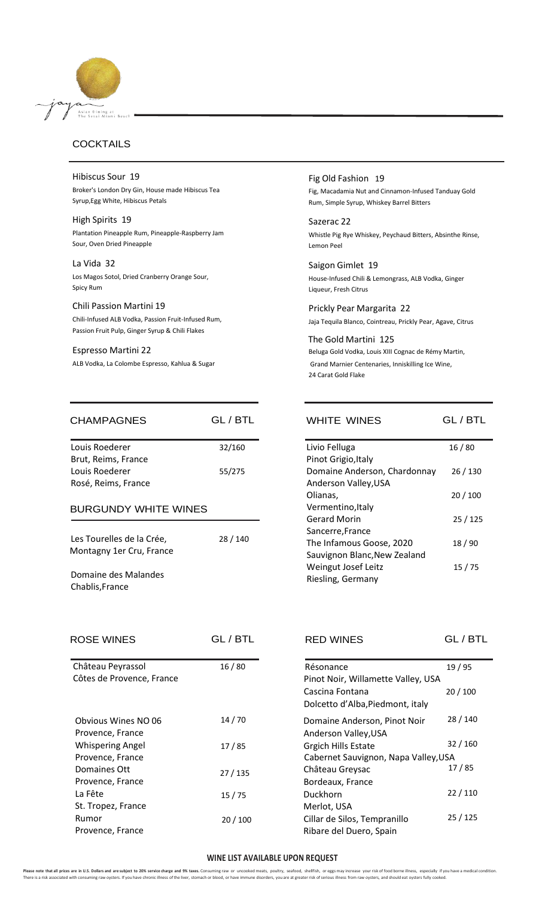## COCKTAILS

**Hibiscus Sour** 19
Broker's London Dry Gin, House made Hibiscus Tea Syrup,Egg White, Hibiscus Petals

**High Spirits** 19
Plantation Pineapple Rum, Pineapple-Raspberry Jam Sour, Oven Dried Pineapple

**La Vida** 32
Los Magos Sotol, Dried Cranberry Orange Sour, Spicy Rum

**Chili Passion Martini** 19
Chili-Infused ALB Vodka, Passion Fruit-Infused Rum, Passion Fruit Pulp, Ginger Syrup & Chili Flakes

**Espresso Martini** 22
ALB Vodka, La Colombe Espresso, Kahlua & Sugar

**Fig Old Fashion** 19
Fig, Macadamia Nut and Cinnamon-Infused Tanduay Gold Rum, Simple Syrup, Whiskey Barrel Bitters

**Sazerac** 22
Whistle Pig Rye Whiskey, Peychaud Bitters, Absinthe Rinse, Lemon Peel

**Saigon Gimlet** 19
House-Infused Chili & Lemongrass, ALB Vodka, Ginger Liqueur, Fresh Citrus

**Prickly Pear Margarita** 22
Jaja Tequila Blanco, Cointreau, Prickly Pear, Agave, Citrus

**The Gold Martini** 125
Beluga Gold Vodka, Louis XIII Cognac de Rémy Martin, Grand Marnier Centenaries, Inniskilling Ice Wine, 24 Carat Gold Flake

## CHAMPAGNES

| CHAMPAGNES | GL / BTL |
|---|---|
| Louis Roederer<br>Brut, Reims, France | 32/160 |
| Louis Roederer<br>Rosé, Reims, France | 55/275 |

## BURGUNDY WHITE WINES

| BURGUNDY WHITE WINES | GL / BTL |
|---|---|
| Les Tourelles de la Crée,<br>Montagny 1er Cru, France | 28 / 140 |
| Domaine des Malandes<br>Chablis,France | |

## WHITE WINES

| WHITE WINES | GL / BTL |
|---|---|
| Livio Felluga<br>Pinot Grigio,Italy | 16 / 80 |
| Domaine Anderson, Chardonnay<br>Anderson Valley,USA | 26 / 130 |
| Olianas,<br>Vermentino,Italy | 20 / 100 |
| Gerard Morin<br>Sancerre,France | 25 / 125 |
| The Infamous Goose, 2020<br>Sauvignon Blanc,New Zealand | 18 / 90 |
| Weingut Josef Leitz<br>Riesling, Germany | 15 / 75 |

## ROSE WINES

| ROSE WINES | GL / BTL |
|---|---|
| Château Peyrassol<br>Côtes de Provence, France | 16 / 80 |
| Obvious Wines NO 06<br>Provence, France | 14 / 70 |
| Whispering Angel<br>Provence, France | 17 / 85 |
| Domaines Ott<br>Provence, France | 27 / 135 |
| La Fête<br>St. Tropez, France | 15 / 75 |
| Rumor<br>Provence, France | 20 / 100 |

## RED WINES

| RED WINES | GL / BTL |
|---|---|
| Résonance<br>Pinot Noir, Willamette Valley, USA | 19 / 95 |
| Cascina Fontana<br>Dolcetto d'Alba,Piedmont, italy | 20 / 100 |
| Domaine Anderson, Pinot Noir<br>Anderson Valley,USA | 28 / 140 |
| Grgich Hills Estate<br>Cabernet Sauvignon, Napa Valley,USA | 32 / 160 |
| Château Greysac<br>Bordeaux, France | 17 / 85 |
| Duckhorn<br>Merlot, USA | 22 / 110 |
| Cillar de Silos, Tempranillo<br>Ribare del Duero, Spain | 25 / 125 |

**WINE LIST AVAILABLE UPON REQUEST**

Please note that all prices are in U.S. Dollars and are subject to 20% service charge and 9% taxes. Consuming raw or uncooked meats, poultry, seafood, shellfish, or eggs may increase your risk of food borne illness, especially if you have a medical condition. There is a risk associated with consuming raw oysters. If you have chronic illness of the liver, stomach or blood, or have immune disorders, you are at greater risk of serious illness from raw oysters, and should eat oysters fully cooked.